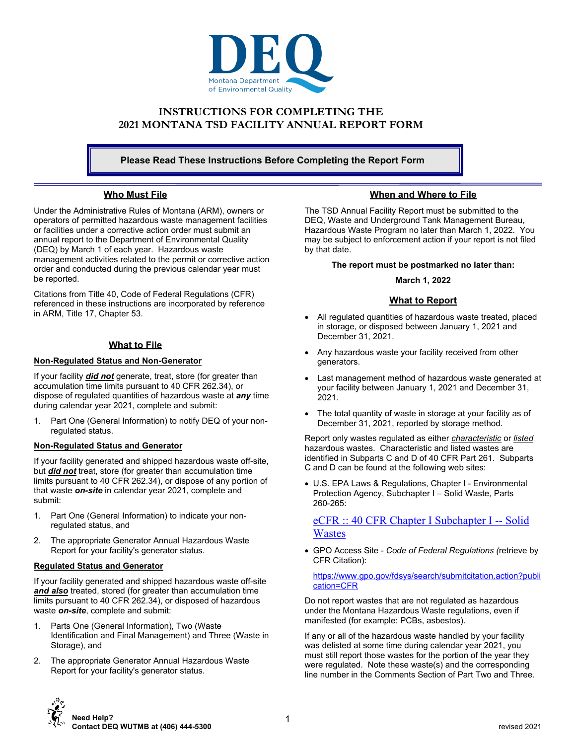DEQ

Montana Department of Environmental Quality

# INSTRUCTIONS FOR COMPLETING THE 2021 MONTANA TSD FACILITY ANNUAL REPORT FORM

**Please Read These Instructions Before Completing the Report Form**

## Who Must File

Under the Administrative Rules of Montana (ARM), owners or operators of permitted hazardous waste management facilities or facilities under a corrective action order must submit an annual report to the Department of Environmental Quality (DEQ) by March 1 of each year. Hazardous waste management activities related to the permit or corrective action order and conducted during the previous calendar year must be reported.

Citations from Title 40, Code of Federal Regulations (CFR) referenced in these instructions are incorporated by reference in ARM, Title 17, Chapter 53.

## What to File

### Non-Regulated Status and Non-Generator

If your facility ***did not*** generate, treat, store (for greater than accumulation time limits pursuant to 40 CFR 262.34), or dispose of regulated quantities of hazardous waste at ***any*** time during calendar year 2021, complete and submit:

1. Part One (General Information) to notify DEQ of your non-regulated status.

### Non-Regulated Status and Generator

If your facility generated and shipped hazardous waste off-site, but ***did not*** treat, store (for greater than accumulation time limits pursuant to 40 CFR 262.34), or dispose of any portion of that waste ***on-site*** in calendar year 2021, complete and submit:

1. Part One (General Information) to indicate your non-regulated status, and
2. The appropriate Generator Annual Hazardous Waste Report for your facility's generator status.

### Regulated Status and Generator

If your facility generated and shipped hazardous waste off-site ***and also*** treated, stored (for greater than accumulation time limits pursuant to 40 CFR 262.34), or disposed of hazardous waste ***on-site***, complete and submit:

1. Parts One (General Information), Two (Waste Identification and Final Management) and Three (Waste in Storage), and
2. The appropriate Generator Annual Hazardous Waste Report for your facility's generator status.

## When and Where to File

The TSD Annual Facility Report must be submitted to the DEQ, Waste and Underground Tank Management Bureau, Hazardous Waste Program no later than March 1, 2022. You may be subject to enforcement action if your report is not filed by that date.

**The report must be postmarked no later than:**

**March 1, 2022**

## What to Report

- All regulated quantities of hazardous waste treated, placed in storage, or disposed between January 1, 2021 and December 31, 2021.
- Any hazardous waste your facility received from other generators.
- Last management method of hazardous waste generated at your facility between January 1, 2021 and December 31, 2021.
- The total quantity of waste in storage at your facility as of December 31, 2021, reported by storage method.

Report only wastes regulated as either *characteristic* or *listed* hazardous wastes. Characteristic and listed wastes are identified in Subparts C and D of 40 CFR Part 261. Subparts C and D can be found at the following web sites:

- U.S. EPA Laws & Regulations, Chapter I - Environmental Protection Agency, Subchapter I – Solid Waste, Parts 260-265:

  eCFR :: 40 CFR Chapter I Subchapter I -- Solid Wastes

- GPO Access Site - *Code of Federal Regulations (*retrieve by CFR Citation):

  https://www.gpo.gov/fdsys/search/submitcitation.action?publication=CFR

Do not report wastes that are not regulated as hazardous under the Montana Hazardous Waste regulations, even if manifested (for example: PCBs, asbestos).

If any or all of the hazardous waste handled by your facility was delisted at some time during calendar year 2021, you must still report those wastes for the portion of the year they were regulated. Note these waste(s) and the corresponding line number in the Comments Section of Part Two and Three.

**Need Help?**
**Contact DEQ WUTMB at (406) 444-5300**

revised 2021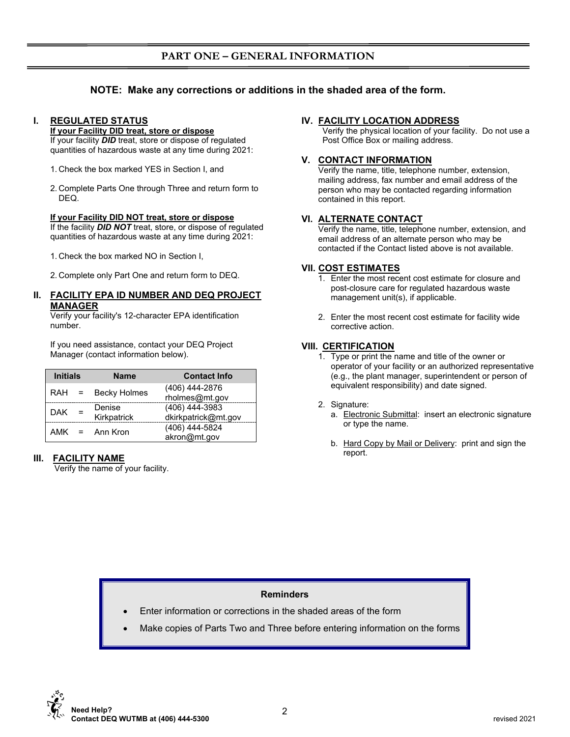## PART ONE – GENERAL INFORMATION

**NOTE: Make any corrections or additions in the shaded area of the form.**

### I. REGULATED STATUS

**If your Facility DID treat, store or dispose**

If your facility ***DID*** treat, store or dispose of regulated quantities of hazardous waste at any time during 2021:

1. Check the box marked YES in Section I, and
2. Complete Parts One through Three and return form to DEQ.

**If your Facility DID NOT treat, store or dispose**

If the facility ***DID NOT*** treat, store, or dispose of regulated quantities of hazardous waste at any time during 2021:

1. Check the box marked NO in Section I,
2. Complete only Part One and return form to DEQ.

### II. FACILITY EPA ID NUMBER AND DEQ PROJECT MANAGER

Verify your facility's 12-character EPA identification number.

If you need assistance, contact your DEQ Project Manager (contact information below).

| Initials | | Name | Contact Info |
|---|---|---|---|
| RAH | = | Becky Holmes | (406) 444-2876 rholmes@mt.gov |
| DAK | = | Denise Kirkpatrick | (406) 444-3983 dkirkpatrick@mt.gov |
| AMK | = | Ann Kron | (406) 444-5824 akron@mt.gov |

### III. FACILITY NAME

Verify the name of your facility.

### IV. FACILITY LOCATION ADDRESS

Verify the physical location of your facility. Do not use a Post Office Box or mailing address.

### V. CONTACT INFORMATION

Verify the name, title, telephone number, extension, mailing address, fax number and email address of the person who may be contacted regarding information contained in this report.

### VI. ALTERNATE CONTACT

Verify the name, title, telephone number, extension, and email address of an alternate person who may be contacted if the Contact listed above is not available.

### VII. COST ESTIMATES

1. Enter the most recent cost estimate for closure and post-closure care for regulated hazardous waste management unit(s), if applicable.
2. Enter the most recent cost estimate for facility wide corrective action.

### VIII. CERTIFICATION

1. Type or print the name and title of the owner or operator of your facility or an authorized representative (e.g., the plant manager, superintendent or person of equivalent responsibility) and date signed.
2. Signature:
   a. Electronic Submittal: insert an electronic signature or type the name.
   b. Hard Copy by Mail or Delivery: print and sign the report.

**Reminders**

- Enter information or corrections in the shaded areas of the form
- Make copies of Parts Two and Three before entering information on the forms

**Need Help?**
**Contact DEQ WUTMB at (406) 444-5300**

revised 2021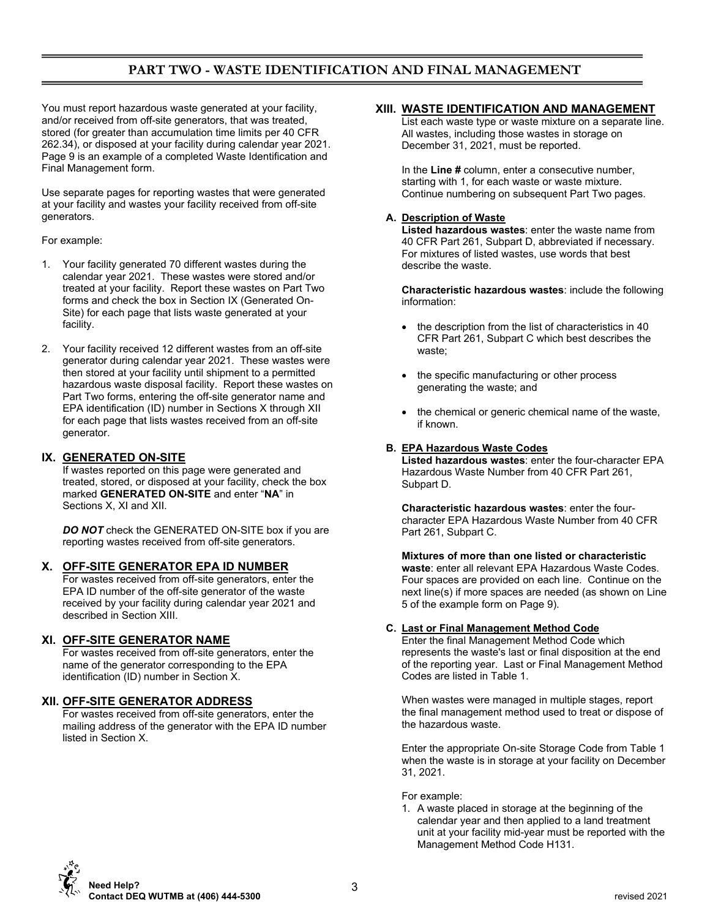# PART TWO - WASTE IDENTIFICATION AND FINAL MANAGEMENT

You must report hazardous waste generated at your facility, and/or received from off-site generators, that was treated, stored (for greater than accumulation time limits per 40 CFR 262.34), or disposed at your facility during calendar year 2021. Page 9 is an example of a completed Waste Identification and Final Management form.

Use separate pages for reporting wastes that were generated at your facility and wastes your facility received from off-site generators.

For example:

1. Your facility generated 70 different wastes during the calendar year 2021. These wastes were stored and/or treated at your facility. Report these wastes on Part Two forms and check the box in Section IX (Generated On-Site) for each page that lists waste generated at your facility.
2. Your facility received 12 different wastes from an off-site generator during calendar year 2021. These wastes were then stored at your facility until shipment to a permitted hazardous waste disposal facility. Report these wastes on Part Two forms, entering the off-site generator name and EPA identification (ID) number in Sections X through XII for each page that lists wastes received from an off-site generator.

## IX. GENERATED ON-SITE

If wastes reported on this page were generated and treated, stored, or disposed at your facility, check the box marked **GENERATED ON-SITE** and enter "**NA**" in Sections X, XI and XII.

***DO NOT*** check the GENERATED ON-SITE box if you are reporting wastes received from off-site generators.

## X. OFF-SITE GENERATOR EPA ID NUMBER

For wastes received from off-site generators, enter the EPA ID number of the off-site generator of the waste received by your facility during calendar year 2021 and described in Section XIII.

## XI. OFF-SITE GENERATOR NAME

For wastes received from off-site generators, enter the name of the generator corresponding to the EPA identification (ID) number in Section X.

## XII. OFF-SITE GENERATOR ADDRESS

For wastes received from off-site generators, enter the mailing address of the generator with the EPA ID number listed in Section X.

## XIII. WASTE IDENTIFICATION AND MANAGEMENT

List each waste type or waste mixture on a separate line. All wastes, including those wastes in storage on December 31, 2021, must be reported.

In the **Line #** column, enter a consecutive number, starting with 1, for each waste or waste mixture. Continue numbering on subsequent Part Two pages.

### A. Description of Waste

**Listed hazardous wastes**: enter the waste name from 40 CFR Part 261, Subpart D, abbreviated if necessary. For mixtures of listed wastes, use words that best describe the waste.

**Characteristic hazardous wastes**: include the following information:

- the description from the list of characteristics in 40 CFR Part 261, Subpart C which best describes the waste;
- the specific manufacturing or other process generating the waste; and
- the chemical or generic chemical name of the waste, if known.

### B. EPA Hazardous Waste Codes

**Listed hazardous wastes**: enter the four-character EPA Hazardous Waste Number from 40 CFR Part 261, Subpart D.

**Characteristic hazardous wastes**: enter the four-character EPA Hazardous Waste Number from 40 CFR Part 261, Subpart C.

**Mixtures of more than one listed or characteristic waste**: enter all relevant EPA Hazardous Waste Codes. Four spaces are provided on each line. Continue on the next line(s) if more spaces are needed (as shown on Line 5 of the example form on Page 9).

### C. Last or Final Management Method Code

Enter the final Management Method Code which represents the waste's last or final disposition at the end of the reporting year. Last or Final Management Method Codes are listed in Table 1.

When wastes were managed in multiple stages, report the final management method used to treat or dispose of the hazardous waste.

Enter the appropriate On-site Storage Code from Table 1 when the waste is in storage at your facility on December 31, 2021.

For example:

1. A waste placed in storage at the beginning of the calendar year and then applied to a land treatment unit at your facility mid-year must be reported with the Management Method Code H131.

**Need Help? Contact DEQ WUTMB at (406) 444-5300**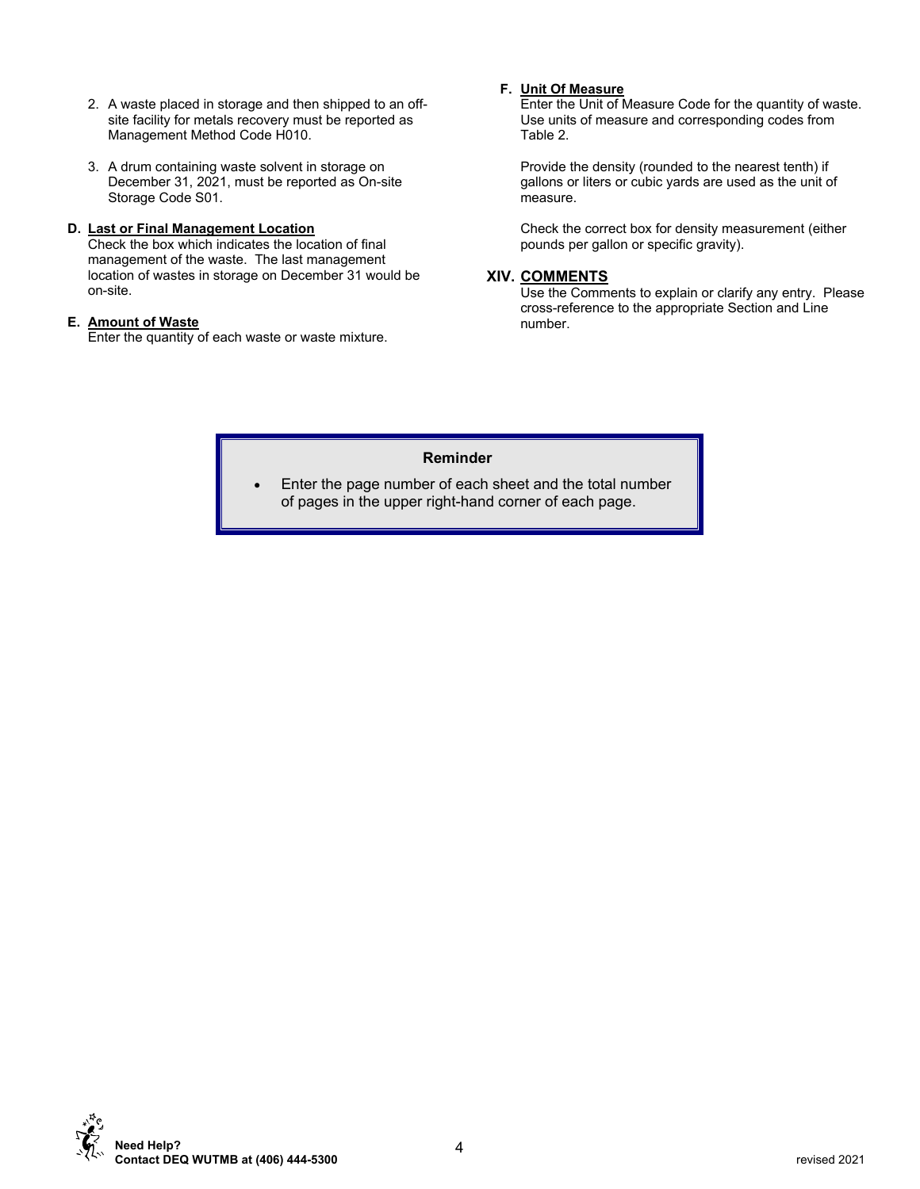2. A waste placed in storage and then shipped to an off-site facility for metals recovery must be reported as Management Method Code H010.

3. A drum containing waste solvent in storage on December 31, 2021, must be reported as On-site Storage Code S01.

**D. Last or Final Management Location**

Check the box which indicates the location of final management of the waste. The last management location of wastes in storage on December 31 would be on-site.

**E. Amount of Waste**

Enter the quantity of each waste or waste mixture.

**F. Unit Of Measure**

Enter the Unit of Measure Code for the quantity of waste. Use units of measure and corresponding codes from Table 2.

Provide the density (rounded to the nearest tenth) if gallons or liters or cubic yards are used as the unit of measure.

Check the correct box for density measurement (either pounds per gallon or specific gravity).

## XIV. COMMENTS

Use the Comments to explain or clarify any entry. Please cross-reference to the appropriate Section and Line number.

**Reminder**

- Enter the page number of each sheet and the total number of pages in the upper right-hand corner of each page.

**Need Help?**
**Contact DEQ WUTMB at (406) 444-5300**

revised 2021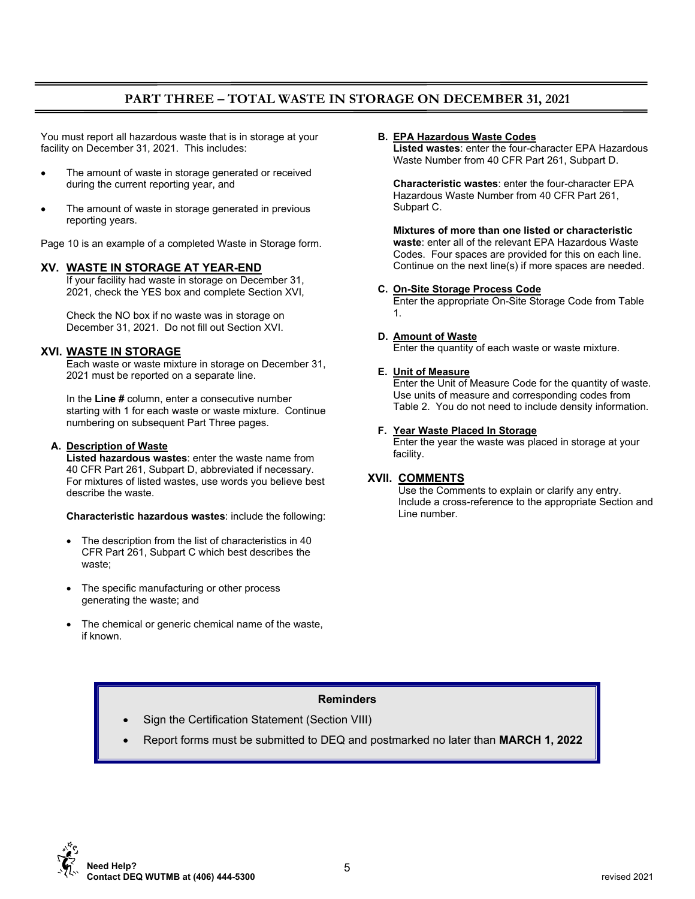## PART THREE – TOTAL WASTE IN STORAGE ON DECEMBER 31, 2021

You must report all hazardous waste that is in storage at your facility on December 31, 2021. This includes:

- The amount of waste in storage generated or received during the current reporting year, and
- The amount of waste in storage generated in previous reporting years.

Page 10 is an example of a completed Waste in Storage form.

### XV. WASTE IN STORAGE AT YEAR-END

If your facility had waste in storage on December 31, 2021, check the YES box and complete Section XVI,

Check the NO box if no waste was in storage on December 31, 2021. Do not fill out Section XVI.

### XVI. WASTE IN STORAGE

Each waste or waste mixture in storage on December 31, 2021 must be reported on a separate line.

In the **Line #** column, enter a consecutive number starting with 1 for each waste or waste mixture. Continue numbering on subsequent Part Three pages.

**A. Description of Waste**

**Listed hazardous wastes**: enter the waste name from 40 CFR Part 261, Subpart D, abbreviated if necessary. For mixtures of listed wastes, use words you believe best describe the waste.

**Characteristic hazardous wastes**: include the following:

- The description from the list of characteristics in 40 CFR Part 261, Subpart C which best describes the waste;
- The specific manufacturing or other process generating the waste; and
- The chemical or generic chemical name of the waste, if known.

**B. EPA Hazardous Waste Codes**

**Listed wastes**: enter the four-character EPA Hazardous Waste Number from 40 CFR Part 261, Subpart D.

**Characteristic wastes**: enter the four-character EPA Hazardous Waste Number from 40 CFR Part 261, Subpart C.

**Mixtures of more than one listed or characteristic waste**: enter all of the relevant EPA Hazardous Waste Codes. Four spaces are provided for this on each line. Continue on the next line(s) if more spaces are needed.

**C. On-Site Storage Process Code**

Enter the appropriate On-Site Storage Code from Table 1.

**D. Amount of Waste**

Enter the quantity of each waste or waste mixture.

**E. Unit of Measure**

Enter the Unit of Measure Code for the quantity of waste. Use units of measure and corresponding codes from Table 2. You do not need to include density information.

**F. Year Waste Placed In Storage**

Enter the year the waste was placed in storage at your facility.

### XVII. COMMENTS

Use the Comments to explain or clarify any entry. Include a cross-reference to the appropriate Section and Line number.

**Reminders**

- Sign the Certification Statement (Section VIII)
- Report forms must be submitted to DEQ and postmarked no later than **MARCH 1, 2022**

**Need Help?**
**Contact DEQ WUTMB at (406) 444-5300**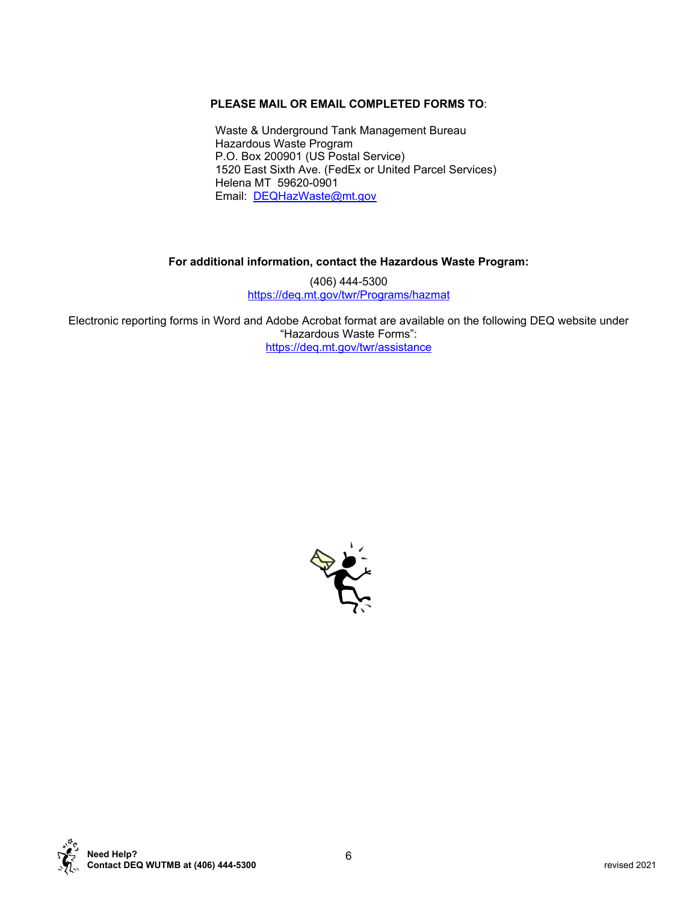**PLEASE MAIL OR EMAIL COMPLETED FORMS TO**:

Waste & Underground Tank Management Bureau
Hazardous Waste Program
P.O. Box 200901 (US Postal Service)
1520 East Sixth Ave. (FedEx or United Parcel Services)
Helena MT 59620-0901
Email: DEQHazWaste@mt.gov

**For additional information, contact the Hazardous Waste Program:**

(406) 444-5300
https://deq.mt.gov/twr/Programs/hazmat

Electronic reporting forms in Word and Adobe Acrobat format are available on the following DEQ website under "Hazardous Waste Forms":
https://deq.mt.gov/twr/assistance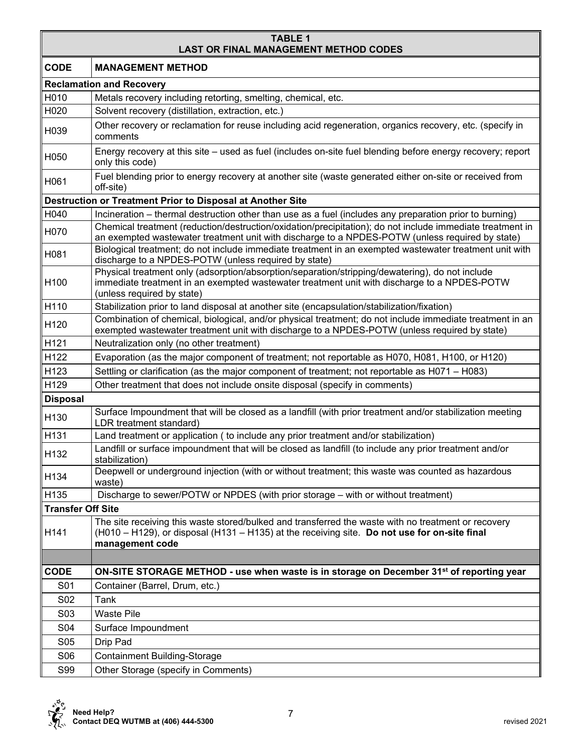## TABLE 1
## LAST OR FINAL MANAGEMENT METHOD CODES

| CODE | MANAGEMENT METHOD |
|---|---|
| **Reclamation and Recovery** | |
| H010 | Metals recovery including retorting, smelting, chemical, etc. |
| H020 | Solvent recovery (distillation, extraction, etc.) |
| H039 | Other recovery or reclamation for reuse including acid regeneration, organics recovery, etc. (specify in comments |
| H050 | Energy recovery at this site – used as fuel (includes on-site fuel blending before energy recovery; report only this code) |
| H061 | Fuel blending prior to energy recovery at another site (waste generated either on-site or received from off-site) |
| **Destruction or Treatment Prior to Disposal at Another Site** | |
| H040 | Incineration – thermal destruction other than use as a fuel (includes any preparation prior to burning) |
| H070 | Chemical treatment (reduction/destruction/oxidation/precipitation); do not include immediate treatment in an exempted wastewater treatment unit with discharge to a NPDES-POTW (unless required by state) |
| H081 | Biological treatment; do not include immediate treatment in an exempted wastewater treatment unit with discharge to a NPDES-POTW (unless required by state) |
| H100 | Physical treatment only (adsorption/absorption/separation/stripping/dewatering), do not include immediate treatment in an exempted wastewater treatment unit with discharge to a NPDES-POTW (unless required by state) |
| H110 | Stabilization prior to land disposal at another site (encapsulation/stabilization/fixation) |
| H120 | Combination of chemical, biological, and/or physical treatment; do not include immediate treatment in an exempted wastewater treatment unit with discharge to a NPDES-POTW (unless required by state) |
| H121 | Neutralization only (no other treatment) |
| H122 | Evaporation (as the major component of treatment; not reportable as H070, H081, H100, or H120) |
| H123 | Settling or clarification (as the major component of treatment; not reportable as H071 – H083) |
| H129 | Other treatment that does not include onsite disposal (specify in comments) |
| **Disposal** | |
| H130 | Surface Impoundment that will be closed as a landfill (with prior treatment and/or stabilization meeting LDR treatment standard) |
| H131 | Land treatment or application ( to include any prior treatment and/or stabilization) |
| H132 | Landfill or surface impoundment that will be closed as landfill (to include any prior treatment and/or stabilization) |
| H134 | Deepwell or underground injection (with or without treatment; this waste was counted as hazardous waste) |
| H135 | Discharge to sewer/POTW or NPDES (with prior storage – with or without treatment) |
| **Transfer Off Site** | |
| H141 | The site receiving this waste stored/bulked and transferred the waste with no treatment or recovery (H010 – H129), or disposal (H131 – H135) at the receiving site. **Do not use for on-site final management code** |
| | |
| **CODE** | **ON-SITE STORAGE METHOD - use when waste is in storage on December 31st of reporting year** |
| S01 | Container (Barrel, Drum, etc.) |
| S02 | Tank |
| S03 | Waste Pile |
| S04 | Surface Impoundment |
| S05 | Drip Pad |
| S06 | Containment Building-Storage |
| S99 | Other Storage (specify in Comments) |

**Need Help?**
**Contact DEQ WUTMB at (406) 444-5300**

revised 2021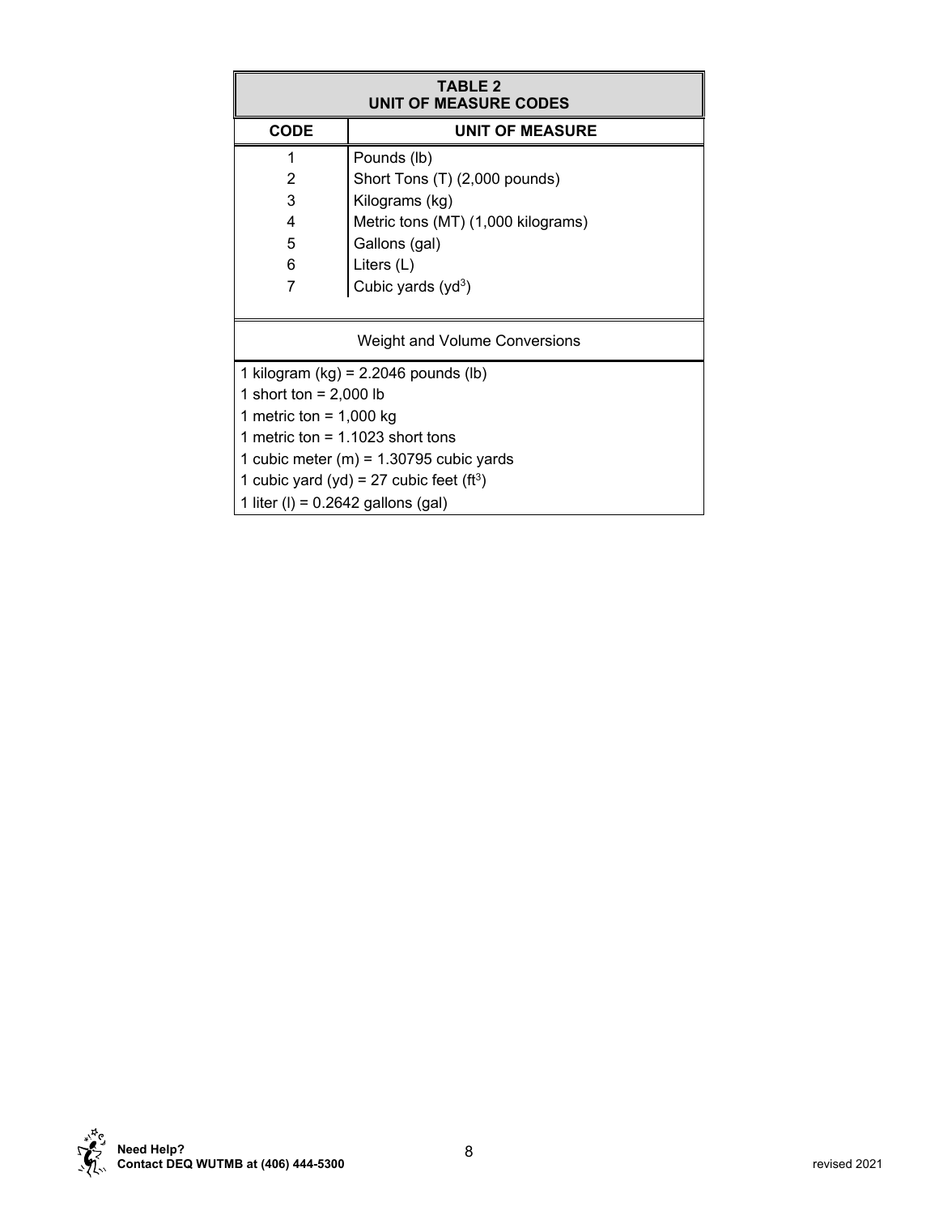| TABLE 2<br>UNIT OF MEASURE CODES | |
|---|---|
| **CODE** | **UNIT OF MEASURE** |
| 1 | Pounds (lb) |
| 2 | Short Tons (T) (2,000 pounds) |
| 3 | Kilograms (kg) |
| 4 | Metric tons (MT) (1,000 kilograms) |
| 5 | Gallons (gal) |
| 6 | Liters (L) |
| 7 | Cubic yards ($yd^3$) |

**Weight and Volume Conversions**

1 kilogram (kg) = 2.2046 pounds (lb)
1 short ton = 2,000 lb
1 metric ton = 1,000 kg
1 metric ton = 1.1023 short tons
1 cubic meter (m) = 1.30795 cubic yards
1 cubic yard (yd) = 27 cubic feet ($ft^3$)
1 liter (l) = 0.2642 gallons (gal)

**Need Help?**
**Contact DEQ WUTMB at (406) 444-5300**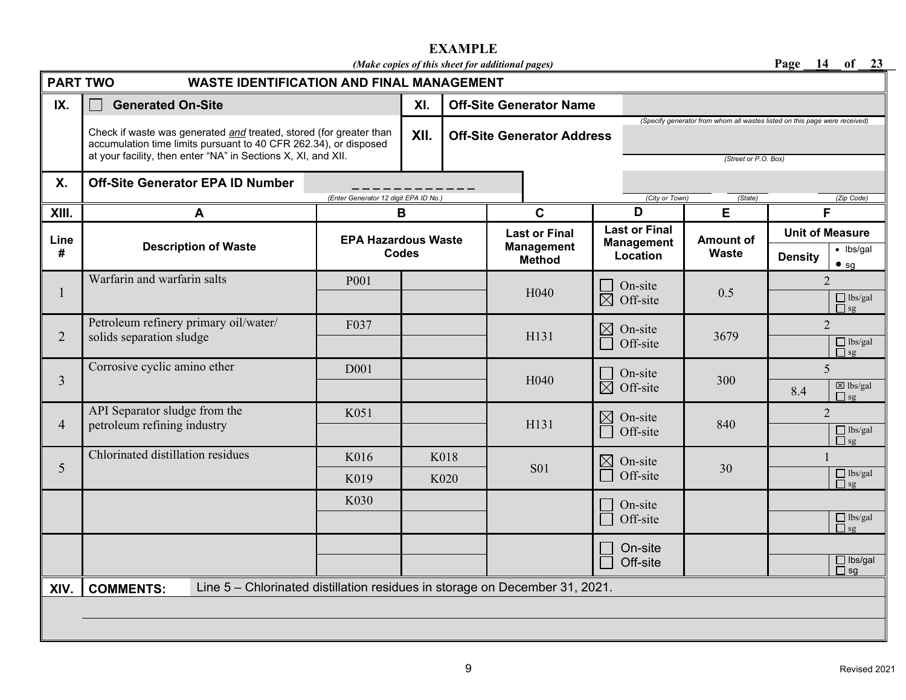**EXAMPLE**

*(Make copies of this sheet for additional pages)*

Page 14 of 23

## PART TWO — WASTE IDENTIFICATION AND FINAL MANAGEMENT

**IX.** ☐ **Generated On-Site**

Check if waste was generated *and* treated, stored (for greater than accumulation time limits pursuant to 40 CFR 262.34), or disposed at your facility, then enter "NA" in Sections X, XI, and XII.

**X. Off-Site Generator EPA ID Number** _ _ _ _ _ _ _ _ _ _ _ _

*(Enter Generator 12 digit EPA ID No.)*

**XI. Off-Site Generator Name**

*(Specify generator from whom all wastes listed on this page were received)*

**XII. Off-Site Generator Address**

*(Street or P.O. Box)*

*(City or Town) (State) (Zip Code)*

**XIII.**

| Line # | A<br>Description of Waste | B<br>EPA Hazardous Waste Codes | | C<br>Last or Final Management Method | D<br>Last or Final Management Location | E<br>Amount of Waste | F<br>Unit of Measure | |
|---|---|---|---|---|---|---|---|---|
| | | | | | | | Density | • lbs/gal<br>• sg |
| 1 | Warfarin and warfarin salts | P001 | | H040 | ☐ On-site<br>☒ Off-site | 0.5 | 2 | ☐ lbs/gal<br>☐ sg |
| 2 | Petroleum refinery primary oil/water/ solids separation sludge | F037 | | H131 | ☒ On-site<br>☐ Off-site | 3679 | 2 | ☐ lbs/gal<br>☐ sg |
| 3 | Corrosive cyclic amino ether | D001 | | H040 | ☐ On-site<br>☒ Off-site | 300 | 5<br>8.4 | ☒ lbs/gal<br>☐ sg |
| 4 | API Separator sludge from the petroleum refining industry | K051 | | H131 | ☒ On-site<br>☐ Off-site | 840 | 2 | ☐ lbs/gal<br>☐ sg |
| 5 | Chlorinated distillation residues | K016<br>K019 | K018<br>K020 | S01 | ☒ On-site<br>☐ Off-site | 30 | 1 | ☐ lbs/gal<br>☐ sg |
| | | K030 | | | ☐ On-site<br>☐ Off-site | | | ☐ lbs/gal<br>☐ sg |
| | | | | | ☐ On-site<br>☐ Off-site | | | ☐ lbs/gal<br>☐ sg |

**XIV. COMMENTS:** Line 5 – Chlorinated distillation residues in storage on December 31, 2021.

Revised 2021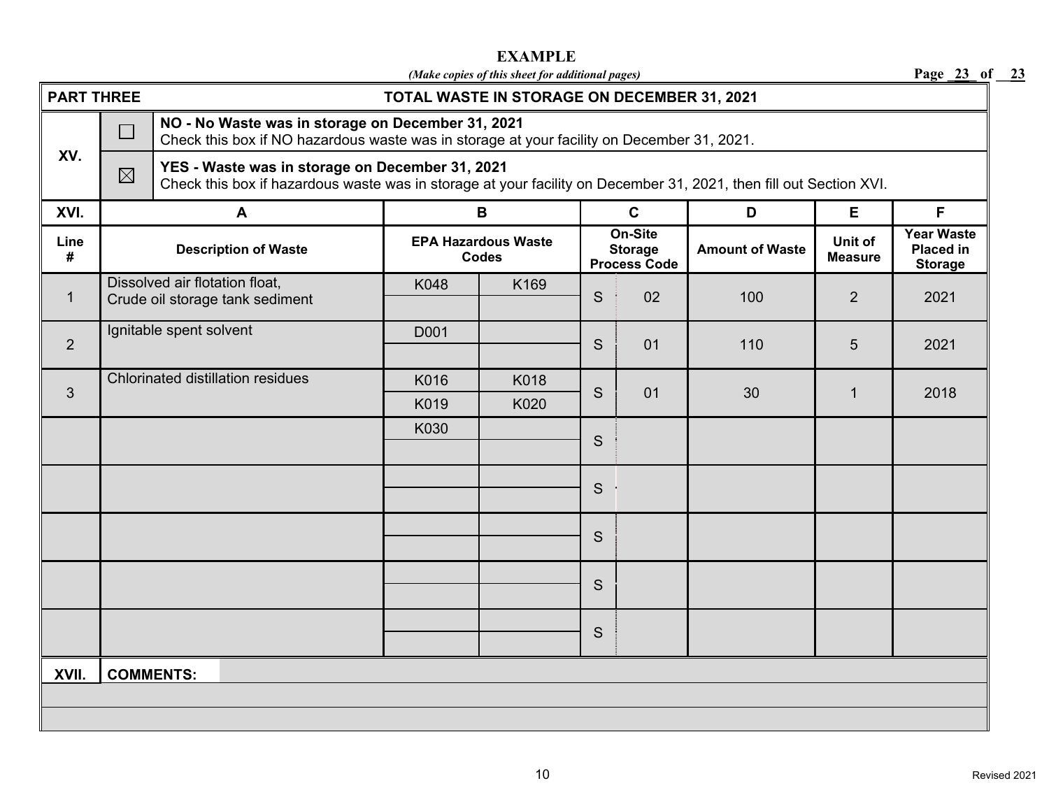# EXAMPLE

*(Make copies of this sheet for additional pages)*

Page _23_ of _23

| **PART THREE** | | **TOTAL WASTE IN STORAGE ON DECEMBER 31, 2021** |
|---|---|---|
| **XV.** | ☐ | **NO - No Waste was in storage on December 31, 2021** Check this box if NO hazardous waste was in storage at your facility on December 31, 2021. |
| | ☒ | **YES - Waste was in storage on December 31, 2021** Check this box if hazardous waste was in storage at your facility on December 31, 2021, then fill out Section XVI. |

| **XVI.** | **A** | **B** | | **C** | | **D** | **E** | **F** |
|---|---|---|---|---|---|---|---|---|
| **Line #** | **Description of Waste** | **EPA Hazardous Waste Codes** | | **On-Site Storage Process Code** | | **Amount of Waste** | **Unit of Measure** | **Year Waste Placed in Storage** |
| 1 | Dissolved air flotation float, Crude oil storage tank sediment | K048 | K169 | S | 02 | 100 | 2 | 2021 |
| | | | | | | | | |
| 2 | Ignitable spent solvent | D001 | | S | 01 | 110 | 5 | 2021 |
| | | | | | | | | |
| 3 | Chlorinated distillation residues | K016 | K018 | S | 01 | 30 | 1 | 2018 |
| | | K019 | K020 | | | | | |
| | | K030 | | S | | | | |
| | | | | | | | | |
| | | | | S | | | | |
| | | | | | | | | |
| | | | | S | | | | |
| | | | | | | | | |
| | | | | S | | | | |
| | | | | | | | | |
| | | | | S | | | | |
| | | | | | | | | |

**XVII. COMMENTS:**